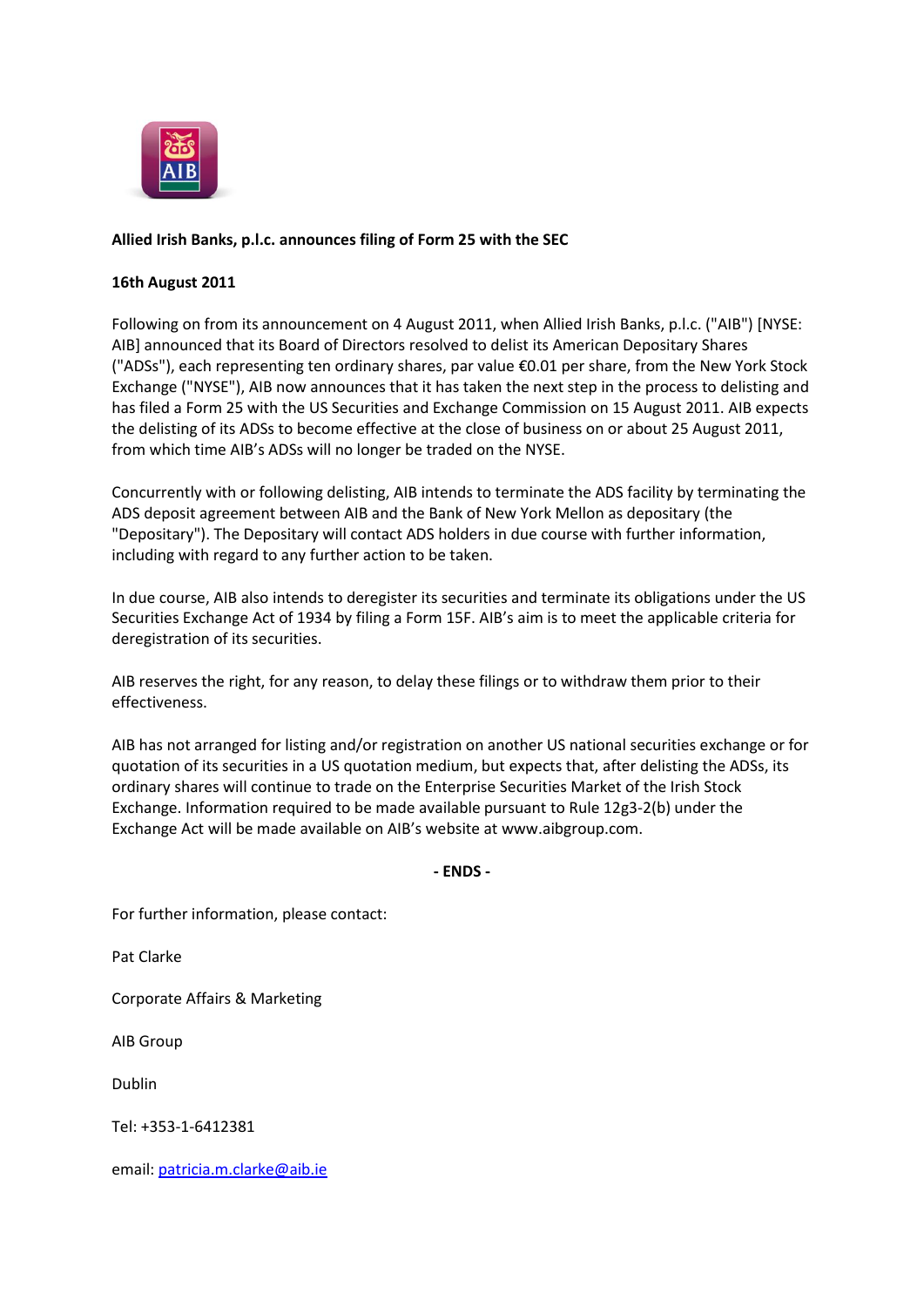**Allied Irish Banks, p.l.c. announces filing of Form 25 with the SEC**

**16th August 2011**

Following on from its announcement on 4 August 2011, when Allied Irish Banks, p.l.c. ("AIB") [NYSE: AIB] announced that its Board of Directors resolved to delist its American Depositary Shares ("ADSs"), each representing ten ordinary shares, par value €0.01 per share, from the New York Stock Exchange ("NYSE"), AIB now announces that it has taken the next step in the process to delisting and has filed a Form 25 with the US Securities and Exchange Commission on 15 August 2011. AIB expects the delisting of its ADSs to become effective at the close of business on or about 25 August 2011, from which time AIB's ADSs will no longer be traded on the NYSE.

Concurrently with or following delisting, AIB intends to terminate the ADS facility by terminating the ADS deposit agreement between AIB and the Bank of New York Mellon as depositary (the "Depositary"). The Depositary will contact ADS holders in due course with further information, including with regard to any further action to be taken.

In due course, AIB also intends to deregister its securities and terminate its obligations under the US Securities Exchange Act of 1934 by filing a Form 15F. AIB's aim is to meet the applicable criteria for deregistration of its securities.

AIB reserves the right, for any reason, to delay these filings or to withdraw them prior to their effectiveness.

AIB has not arranged for listing and/or registration on another US national securities exchange or for quotation of its securities in a US quotation medium, but expects that, after delisting the ADSs, its ordinary shares will continue to trade on the Enterprise Securities Market of the Irish Stock Exchange. Information required to be made available pursuant to Rule 12g3-2(b) under the Exchange Act will be made available on AIB's website at www.aibgroup.com.

**- ENDS -**

For further information, please contact:

Pat Clarke

Corporate Affairs & Marketing

AIB Group

Dublin

Tel: +353-1-6412381

email: patricia.m.clarke@aib.ie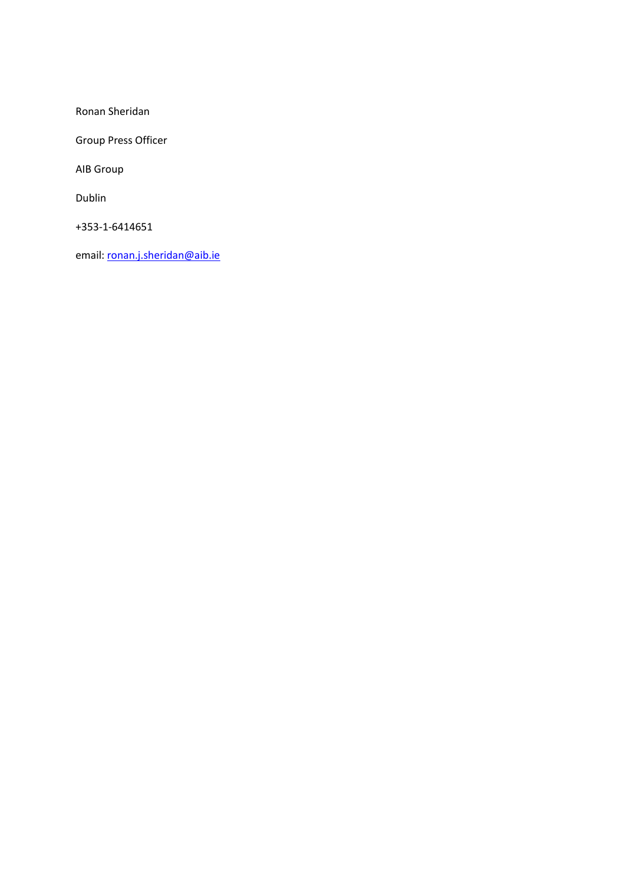Ronan Sheridan

Group Press Officer

AIB Group

Dublin

+353-1-6414651

email: ronan.j.sheridan@aib.ie